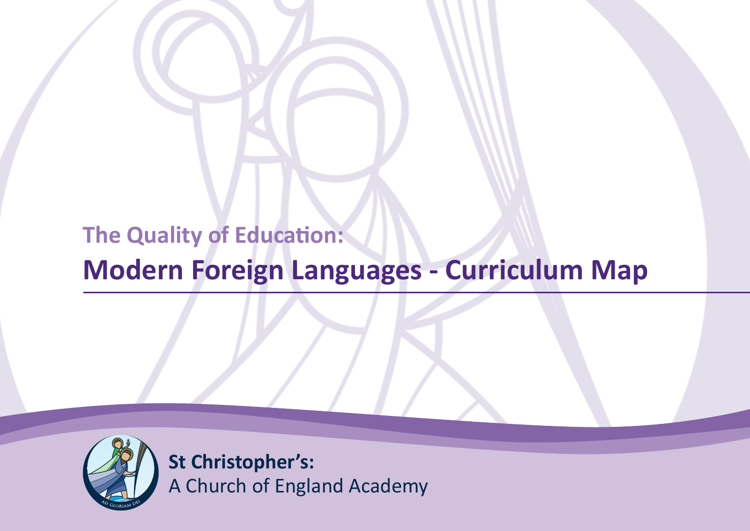## The Quality of Education:

# Modern Foreign Languages - Curriculum Map

**St Christopher's:**
A Church of England Academy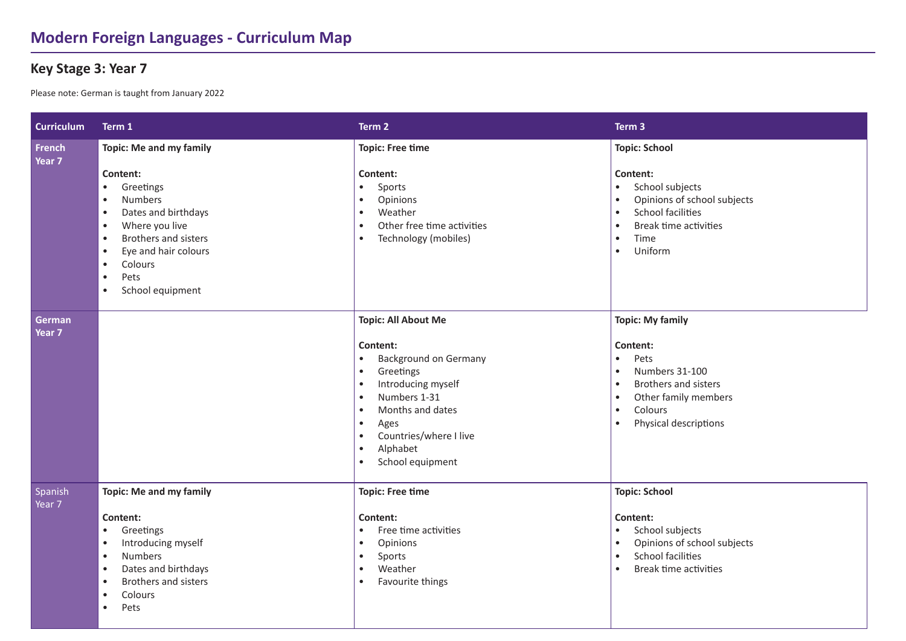# Modern Foreign Languages - Curriculum Map

## Key Stage 3: Year 7

Please note: German is taught from January 2022

| Curriculum | Term 1 | Term 2 | Term 3 |
|---|---|---|---|
| **French Year 7** | **Topic: Me and my family**<br><br>**Content:**<br>• Greetings<br>• Numbers<br>• Dates and birthdays<br>• Where you live<br>• Brothers and sisters<br>• Eye and hair colours<br>• Colours<br>• Pets<br>• School equipment | **Topic: Free time**<br><br>**Content:**<br>• Sports<br>• Opinions<br>• Weather<br>• Other free time activities<br>• Technology (mobiles) | **Topic: School**<br><br>**Content:**<br>• School subjects<br>• Opinions of school subjects<br>• School facilities<br>• Break time activities<br>• Time<br>• Uniform |
| **German Year 7** | | **Topic: All About Me**<br><br>**Content:**<br>• Background on Germany<br>• Greetings<br>• Introducing myself<br>• Numbers 1-31<br>• Months and dates<br>• Ages<br>• Countries/where I live<br>• Alphabet<br>• School equipment | **Topic: My family**<br><br>**Content:**<br>• Pets<br>• Numbers 31-100<br>• Brothers and sisters<br>• Other family members<br>• Colours<br>• Physical descriptions |
| Spanish Year 7 | **Topic: Me and my family**<br><br>**Content:**<br>• Greetings<br>• Introducing myself<br>• Numbers<br>• Dates and birthdays<br>• Brothers and sisters<br>• Colours<br>• Pets | **Topic: Free time**<br><br>**Content:**<br>• Free time activities<br>• Opinions<br>• Sports<br>• Weather<br>• Favourite things | **Topic: School**<br><br>**Content:**<br>• School subjects<br>• Opinions of school subjects<br>• School facilities<br>• Break time activities |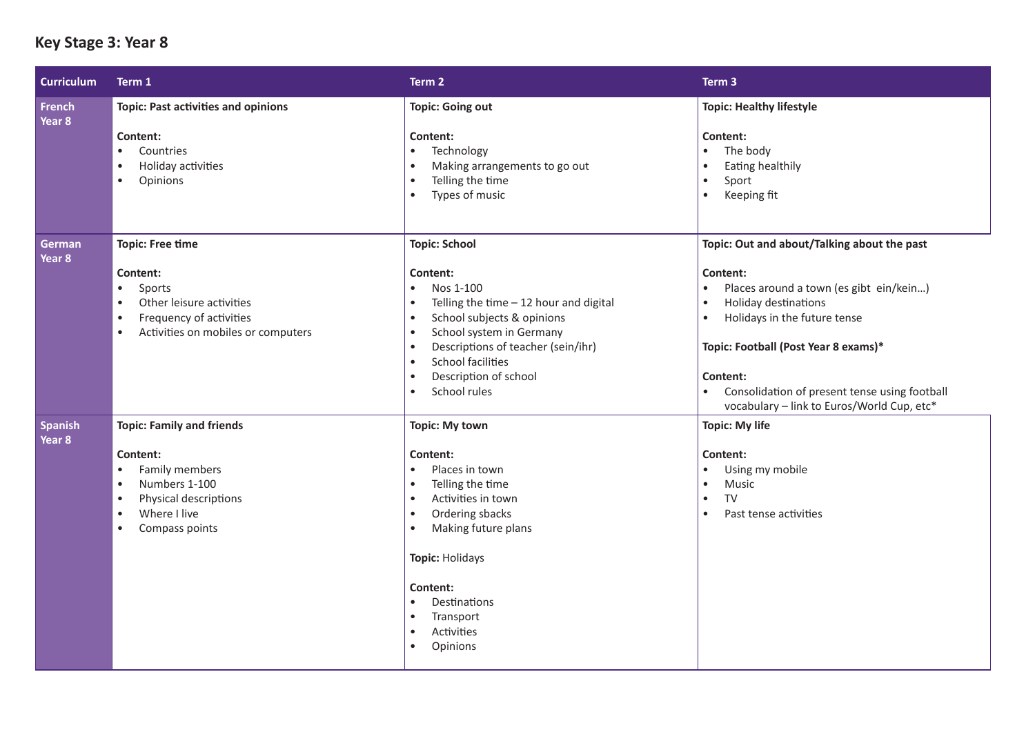## Key Stage 3: Year 8

| Curriculum | Term 1 | Term 2 | Term 3 |
|---|---|---|---|
| **French Year 8** | **Topic: Past activities and opinions**<br><br>**Content:**<br>• Countries<br>• Holiday activities<br>• Opinions | **Topic: Going out**<br><br>**Content:**<br>• Technology<br>• Making arrangements to go out<br>• Telling the time<br>• Types of music | **Topic: Healthy lifestyle**<br><br>**Content:**<br>• The body<br>• Eating healthily<br>• Sport<br>• Keeping fit |
| **German Year 8** | **Topic: Free time**<br><br>**Content:**<br>• Sports<br>• Other leisure activities<br>• Frequency of activities<br>• Activities on mobiles or computers | **Topic: School**<br><br>**Content:**<br>• Nos 1-100<br>• Telling the time – 12 hour and digital<br>• School subjects & opinions<br>• School system in Germany<br>• Descriptions of teacher (sein/ihr)<br>• School facilities<br>• Description of school<br>• School rules | **Topic: Out and about/Talking about the past**<br><br>**Content:**<br>• Places around a town (es gibt ein/kein…)<br>• Holiday destinations<br>• Holidays in the future tense<br><br>**Topic: Football (Post Year 8 exams)***<br><br>**Content:**<br>• Consolidation of present tense using football vocabulary – link to Euros/World Cup, etc* |
| **Spanish Year 8** | **Topic: Family and friends**<br><br>**Content:**<br>• Family members<br>• Numbers 1-100<br>• Physical descriptions<br>• Where I live<br>• Compass points | **Topic: My town**<br><br>**Content:**<br>• Places in town<br>• Telling the time<br>• Activities in town<br>• Ordering sbacks<br>• Making future plans<br><br>**Topic:** Holidays<br><br>**Content:**<br>• Destinations<br>• Transport<br>• Activities<br>• Opinions | **Topic: My life**<br><br>**Content:**<br>• Using my mobile<br>• Music<br>• TV<br>• Past tense activities |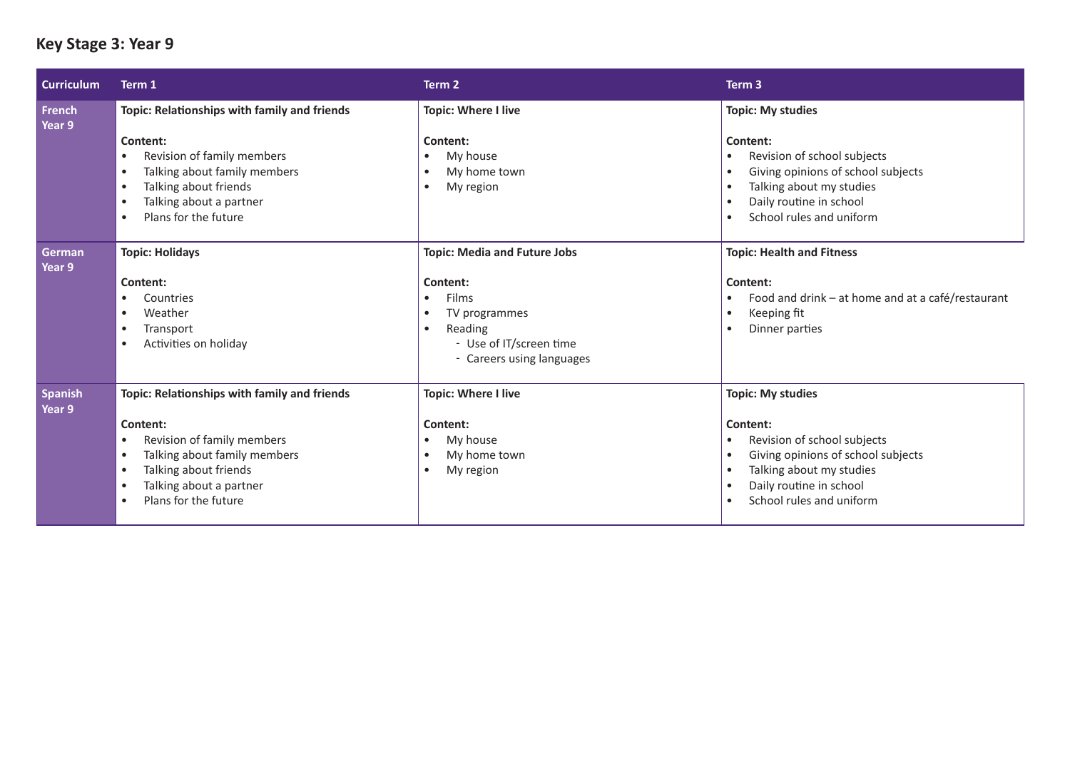## Key Stage 3: Year 9

| Curriculum | Term 1 | Term 2 | Term 3 |
|---|---|---|---|
| **French Year 9** | **Topic: Relationships with family and friends**<br><br>**Content:**<br>• Revision of family members<br>• Talking about family members<br>• Talking about friends<br>• Talking about a partner<br>• Plans for the future | **Topic: Where I live**<br><br>**Content:**<br>• My house<br>• My home town<br>• My region | **Topic: My studies**<br><br>**Content:**<br>• Revision of school subjects<br>• Giving opinions of school subjects<br>• Talking about my studies<br>• Daily routine in school<br>• School rules and uniform |
| **German Year 9** | **Topic: Holidays**<br><br>**Content:**<br>• Countries<br>• Weather<br>• Transport<br>• Activities on holiday | **Topic: Media and Future Jobs**<br><br>**Content:**<br>• Films<br>• TV programmes<br>• Reading<br>- Use of IT/screen time<br>- Careers using languages | **Topic: Health and Fitness**<br><br>**Content:**<br>• Food and drink – at home and at a café/restaurant<br>• Keeping fit<br>• Dinner parties |
| **Spanish Year 9** | **Topic: Relationships with family and friends**<br><br>**Content:**<br>• Revision of family members<br>• Talking about family members<br>• Talking about friends<br>• Talking about a partner<br>• Plans for the future | **Topic: Where I live**<br><br>**Content:**<br>• My house<br>• My home town<br>• My region | **Topic: My studies**<br><br>**Content:**<br>• Revision of school subjects<br>• Giving opinions of school subjects<br>• Talking about my studies<br>• Daily routine in school<br>• School rules and uniform |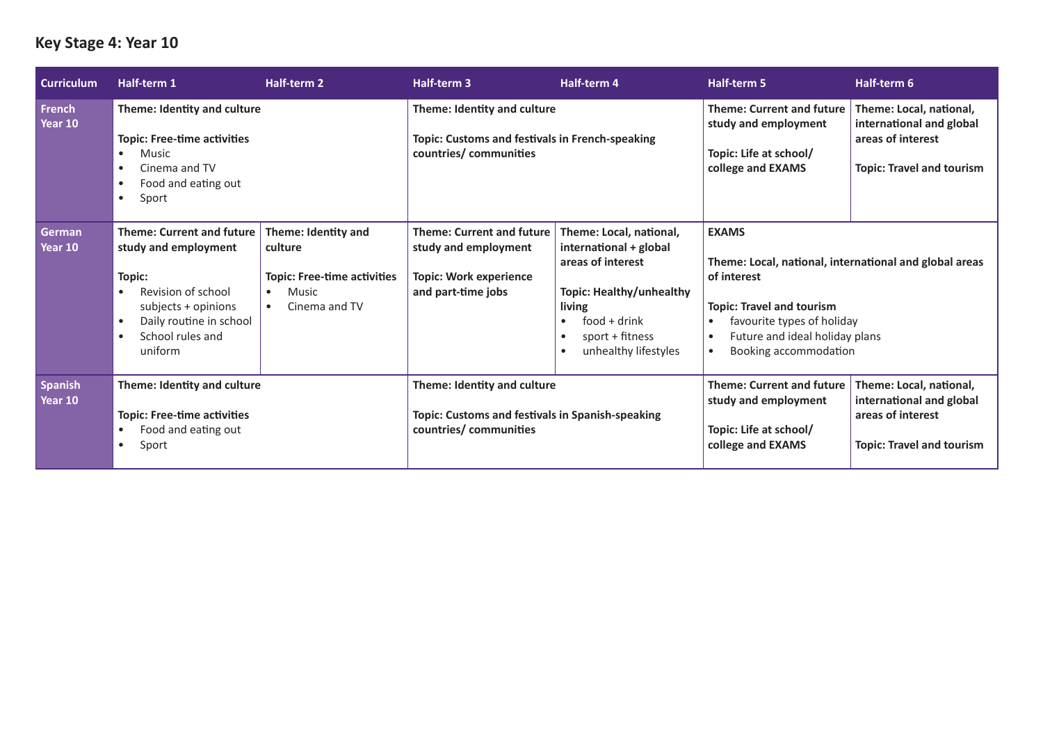## Key Stage 4: Year 10

| Curriculum | Half-term 1 | Half-term 2 | Half-term 3 | Half-term 4 | Half-term 5 | Half-term 6 |
|---|---|---|---|---|---|---|
| **French Year 10** | **Theme: Identity and culture**<br><br>**Topic: Free-time activities**<br>• Music<br>• Cinema and TV<br>• Food and eating out<br>• Sport | | **Theme: Identity and culture**<br><br>**Topic: Customs and festivals in French-speaking countries/ communities** | | **Theme: Current and future study and employment**<br><br>**Topic: Life at school/ college and EXAMS** | **Theme: Local, national, international and global areas of interest**<br><br>**Topic: Travel and tourism** |
| **German Year 10** | **Theme: Current and future study and employment**<br><br>**Topic:**<br>• Revision of school subjects + opinions<br>• Daily routine in school<br>• School rules and uniform | **Theme: Identity and culture**<br><br>**Topic: Free-time activities**<br>• Music<br>• Cinema and TV | **Theme: Current and future study and employment**<br><br>**Topic: Work experience and part-time jobs** | **Theme: Local, national, international + global areas of interest**<br><br>**Topic: Healthy/unhealthy living**<br>• food + drink<br>• sport + fitness<br>• unhealthy lifestyles | **EXAMS**<br><br>**Theme: Local, national, international and global areas of interest**<br><br>**Topic: Travel and tourism**<br>• favourite types of holiday<br>• Future and ideal holiday plans<br>• Booking accommodation | |
| **Spanish Year 10** | **Theme: Identity and culture**<br><br>**Topic: Free-time activities**<br>• Food and eating out<br>• Sport | | **Theme: Identity and culture**<br><br>**Topic: Customs and festivals in Spanish-speaking countries/ communities** | | **Theme: Current and future study and employment**<br><br>**Topic: Life at school/ college and EXAMS** | **Theme: Local, national, international and global areas of interest**<br><br>**Topic: Travel and tourism** |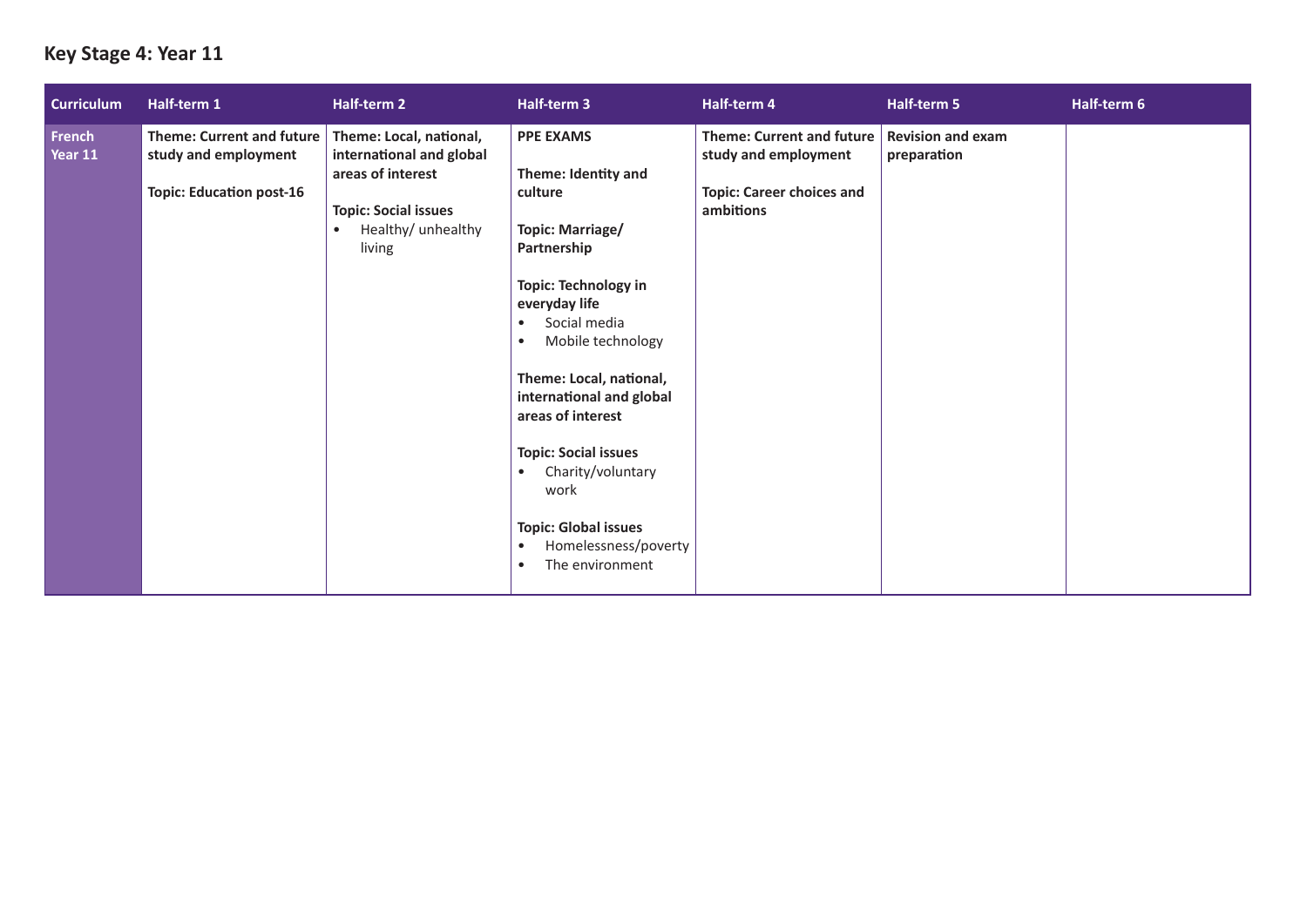## Key Stage 4: Year 11

| Curriculum | Half-term 1 | Half-term 2 | Half-term 3 | Half-term 4 | Half-term 5 | Half-term 6 |
|---|---|---|---|---|---|---|
| **French Year 11** | **Theme: Current and future study and employment**<br><br>**Topic: Education post-16** | **Theme: Local, national, international and global areas of interest**<br><br>**Topic: Social issues**<br>• Healthy/ unhealthy living | **PPE EXAMS**<br><br>**Theme: Identity and culture**<br><br>**Topic: Marriage/ Partnership**<br><br>**Topic: Technology in everyday life**<br>• Social media<br>• Mobile technology<br><br>**Theme: Local, national, international and global areas of interest**<br><br>**Topic: Social issues**<br>• Charity/voluntary work<br><br>**Topic: Global issues**<br>• Homelessness/poverty<br>• The environment | **Theme: Current and future study and employment**<br><br>**Topic: Career choices and ambitions** | **Revision and exam preparation** | |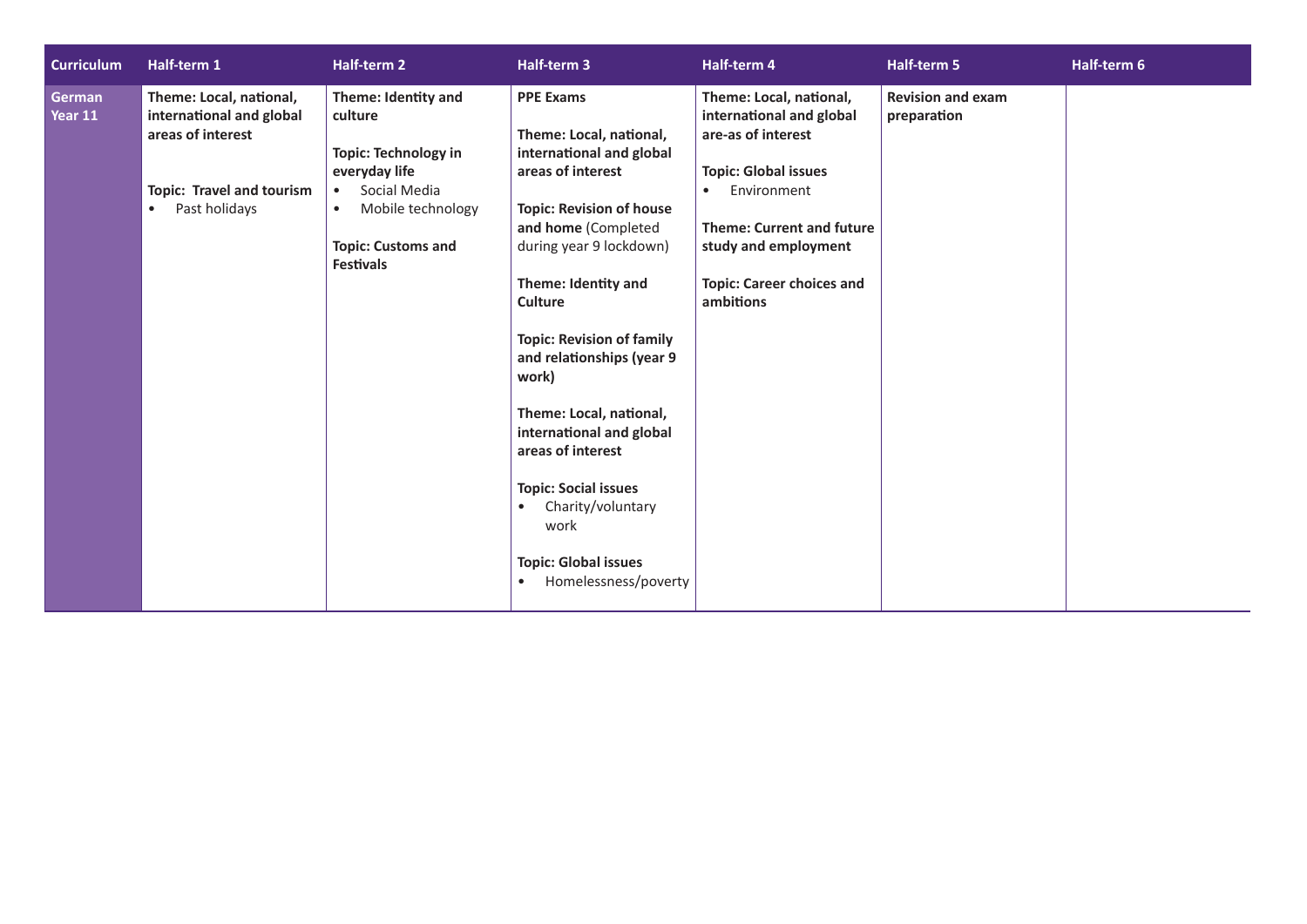| Curriculum | Half-term 1 | Half-term 2 | Half-term 3 | Half-term 4 | Half-term 5 | Half-term 6 |
|---|---|---|---|---|---|---|
| **German Year 11** | **Theme: Local, national, international and global areas of interest**<br><br>**Topic: Travel and tourism**<br>• Past holidays | **Theme: Identity and culture**<br><br>**Topic: Technology in everyday life**<br>• Social Media<br>• Mobile technology<br><br>**Topic: Customs and Festivals** | **PPE Exams**<br><br>**Theme: Local, national, international and global areas of interest**<br><br>**Topic: Revision of house and home** (Completed during year 9 lockdown)<br><br>**Theme: Identity and Culture**<br><br>**Topic: Revision of family and relationships (year 9 work)**<br><br>**Theme: Local, national, international and global areas of interest**<br><br>**Topic: Social issues**<br>• Charity/voluntary work<br><br>**Topic: Global issues**<br>• Homelessness/poverty | **Theme: Local, national, international and global are-as of interest**<br><br>**Topic: Global issues**<br>• Environment<br><br>**Theme: Current and future study and employment**<br><br>**Topic: Career choices and ambitions** | **Revision and exam preparation** | |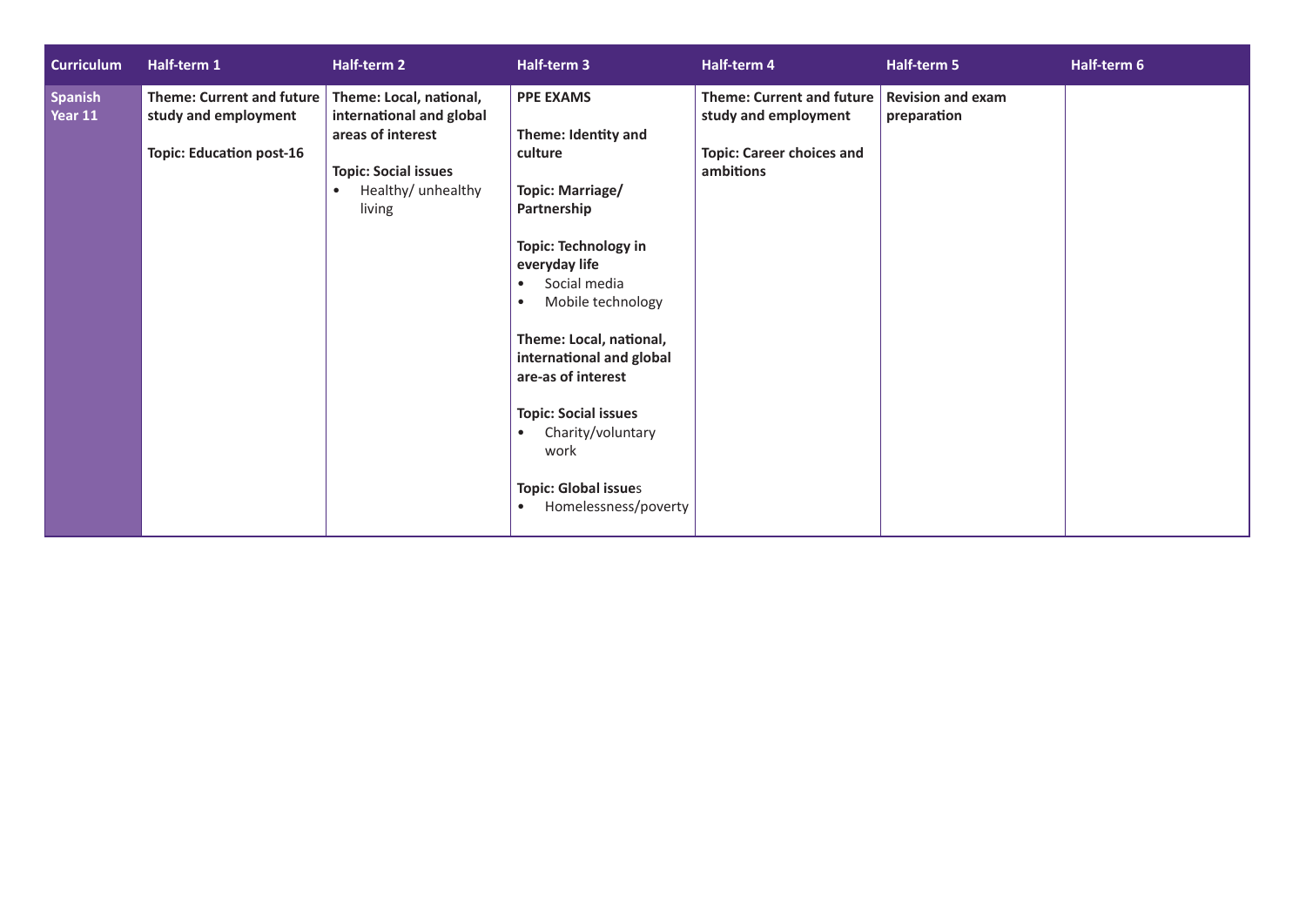| Curriculum | Half-term 1 | Half-term 2 | Half-term 3 | Half-term 4 | Half-term 5 | Half-term 6 |
|---|---|---|---|---|---|---|
| **Spanish Year 11** | **Theme: Current and future study and employment**<br><br>**Topic: Education post-16** | **Theme: Local, national, international and global areas of interest**<br><br>**Topic: Social issues**<br>• Healthy/ unhealthy living | **PPE EXAMS**<br><br>**Theme: Identity and culture**<br><br>**Topic: Marriage/ Partnership**<br><br>**Topic: Technology in everyday life**<br>• Social media<br>• Mobile technology<br><br>**Theme: Local, national, international and global are-as of interest**<br><br>**Topic: Social issues**<br>• Charity/voluntary work<br><br>**Topic: Global issue**s<br>• Homelessness/poverty | **Theme: Current and future study and employment**<br><br>**Topic: Career choices and ambitions** | **Revision and exam preparation** | |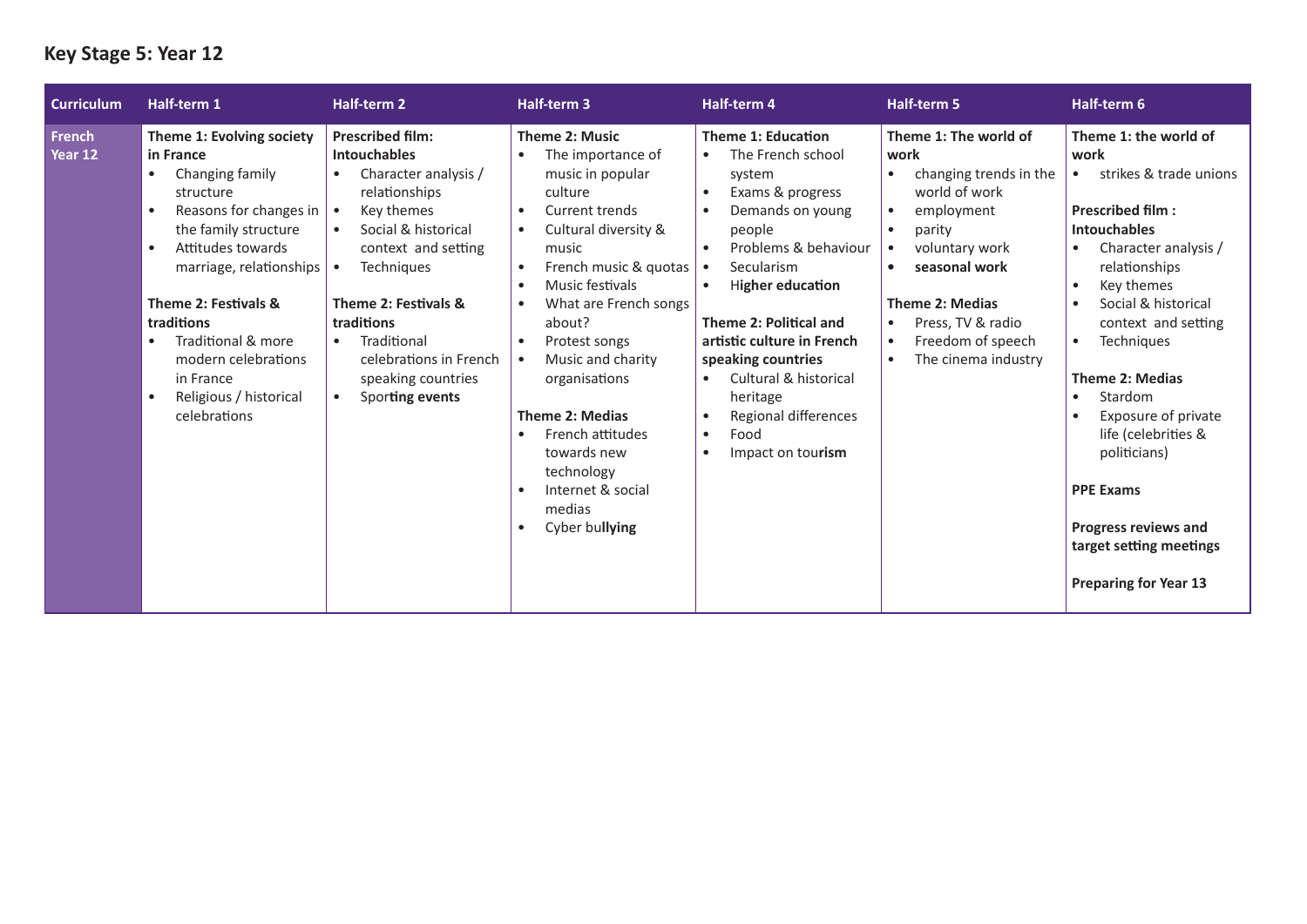## Key Stage 5: Year 12

| Curriculum | Half-term 1 | Half-term 2 | Half-term 3 | Half-term 4 | Half-term 5 | Half-term 6 |
|---|---|---|---|---|---|---|
| **French Year 12** | **Theme 1: Evolving society in France**<br>• Changing family structure<br>• Reasons for changes in the family structure<br>• Attitudes towards marriage, relationships<br><br>**Theme 2: Festivals & traditions**<br>• Traditional & more modern celebrations in France<br>• Religious / historical celebrations | **Prescribed film: Intouchables**<br>• Character analysis / relationships<br>• Key themes<br>• Social & historical context and setting<br>• Techniques<br><br>**Theme 2: Festivals & traditions**<br>• Traditional celebrations in French speaking countries<br>• Sporting events | **Theme 2: Music**<br>• The importance of music in popular culture<br>• Current trends<br>• Cultural diversity & music<br>• French music & quotas<br>• Music festivals<br>• What are French songs about?<br>• Protest songs<br>• Music and charity organisations<br><br>**Theme 2: Medias**<br>• French attitudes towards new technology<br>• Internet & social medias<br>• Cyber bullying | **Theme 1: Education**<br>• The French school system<br>• Exams & progress<br>• Demands on young people<br>• Problems & behaviour<br>• Secularism<br>• Higher education<br><br>**Theme 2: Political and artistic culture in French speaking countries**<br>• Cultural & historical heritage<br>• Regional differences<br>• Food<br>• Impact on tourism | **Theme 1: The world of work**<br>• changing trends in the world of work<br>• employment<br>• parity<br>• voluntary work<br>• **seasonal work**<br><br>**Theme 2: Medias**<br>• Press, TV & radio<br>• Freedom of speech<br>• The cinema industry | **Theme 1: the world of work**<br>• strikes & trade unions<br><br>**Prescribed film : Intouchables**<br>• Character analysis / relationships<br>• Key themes<br>• Social & historical context and setting<br>• Techniques<br><br>**Theme 2: Medias**<br>• Stardom<br>• Exposure of private life (celebrities & politicians)<br><br>**PPE Exams**<br><br>**Progress reviews and target setting meetings**<br><br>**Preparing for Year 13** |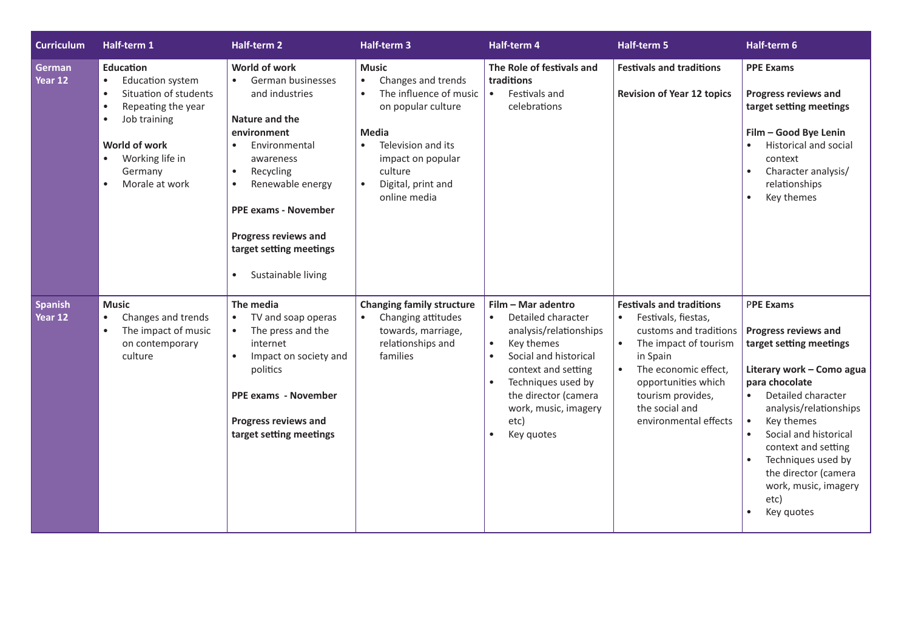| Curriculum | Half-term 1 | Half-term 2 | Half-term 3 | Half-term 4 | Half-term 5 | Half-term 6 |
|---|---|---|---|---|---|---|
| **German Year 12** | **Education**<br>• Education system<br>• Situation of students<br>• Repeating the year<br>• Job training<br><br>**World of work**<br>• Working life in Germany<br>• Morale at work | **World of work**<br>• German businesses and industries<br><br>**Nature and the environment**<br>• Environmental awareness<br>• Recycling<br>• Renewable energy<br><br>**PPE exams - November**<br><br>**Progress reviews and target setting meetings**<br><br>• Sustainable living | **Music**<br>• Changes and trends<br>• The influence of music on popular culture<br><br>**Media**<br>• Television and its impact on popular culture<br>• Digital, print and online media | **The Role of festivals and traditions**<br>• Festivals and celebrations | **Festivals and traditions**<br><br>**Revision of Year 12 topics** | **PPE Exams**<br><br>**Progress reviews and target setting meetings**<br><br>**Film – Good Bye Lenin**<br>• Historical and social context<br>• Character analysis/ relationships<br>• Key themes |
| **Spanish Year 12** | **Music**<br>• Changes and trends<br>• The impact of music on contemporary culture | **The media**<br>• TV and soap operas<br>• The press and the internet<br>• Impact on society and politics<br><br>**PPE exams - November**<br><br>**Progress reviews and target setting meetings** | **Changing family structure**<br>• Changing attitudes towards, marriage, relationships and families | **Film – Mar adentro**<br>• Detailed character analysis/relationships<br>• Key themes<br>• Social and historical context and setting<br>• Techniques used by the director (camera work, music, imagery etc)<br>• Key quotes | **Festivals and traditions**<br>• Festivals, fiestas, customs and traditions<br>• The impact of tourism in Spain<br>• The economic effect, opportunities which tourism provides, the social and environmental effects | P**PE Exams**<br><br>**Progress reviews and target setting meetings**<br><br>**Literary work – Como agua para chocolate**<br>• Detailed character analysis/relationships<br>• Key themes<br>• Social and historical context and setting<br>• Techniques used by the director (camera work, music, imagery etc)<br>• Key quotes |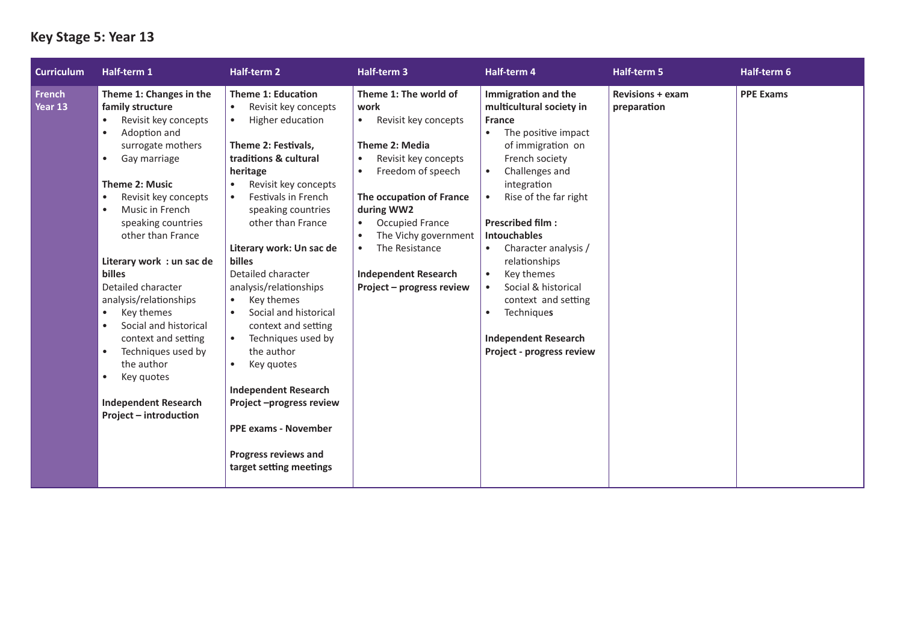## Key Stage 5: Year 13

| Curriculum | Half-term 1 | Half-term 2 | Half-term 3 | Half-term 4 | Half-term 5 | Half-term 6 |
|---|---|---|---|---|---|---|
| **French Year 13** | **Theme 1: Changes in the family structure**<br>• Revisit key concepts<br>• Adoption and surrogate mothers<br>• Gay marriage<br><br>**Theme 2: Music**<br>• Revisit key concepts<br>• Music in French speaking countries other than France<br><br>**Literary work : un sac de billes**<br>Detailed character analysis/relationships<br>• Key themes<br>• Social and historical context and setting<br>• Techniques used by the author<br>• Key quotes<br><br>**Independent Research Project – introduction** | **Theme 1: Education**<br>• Revisit key concepts<br>• Higher education<br><br>**Theme 2: Festivals, traditions & cultural heritage**<br>• Revisit key concepts<br>• Festivals in French speaking countries other than France<br><br>**Literary work: Un sac de billes**<br>Detailed character analysis/relationships<br>• Key themes<br>• Social and historical context and setting<br>• Techniques used by the author<br>• Key quotes<br><br>**Independent Research Project –progress review**<br><br>**PPE exams - November**<br><br>**Progress reviews and target setting meetings** | **Theme 1: The world of work**<br>• Revisit key concepts<br><br>**Theme 2: Media**<br>• Revisit key concepts<br>• Freedom of speech<br><br>**The occupation of France during WW2**<br>• Occupied France<br>• The Vichy government<br>• The Resistance<br><br>**Independent Research Project – progress review** | **Immigration and the multicultural society in France**<br>• The positive impact of immigration on French society<br>• Challenges and integration<br>• Rise of the far right<br><br>**Prescribed film : Intouchables**<br>• Character analysis / relationships<br>• Key themes<br>• Social & historical context and setting<br>• Techniques<br><br>**Independent Research Project - progress review** | **Revisions + exam preparation** | **PPE Exams** |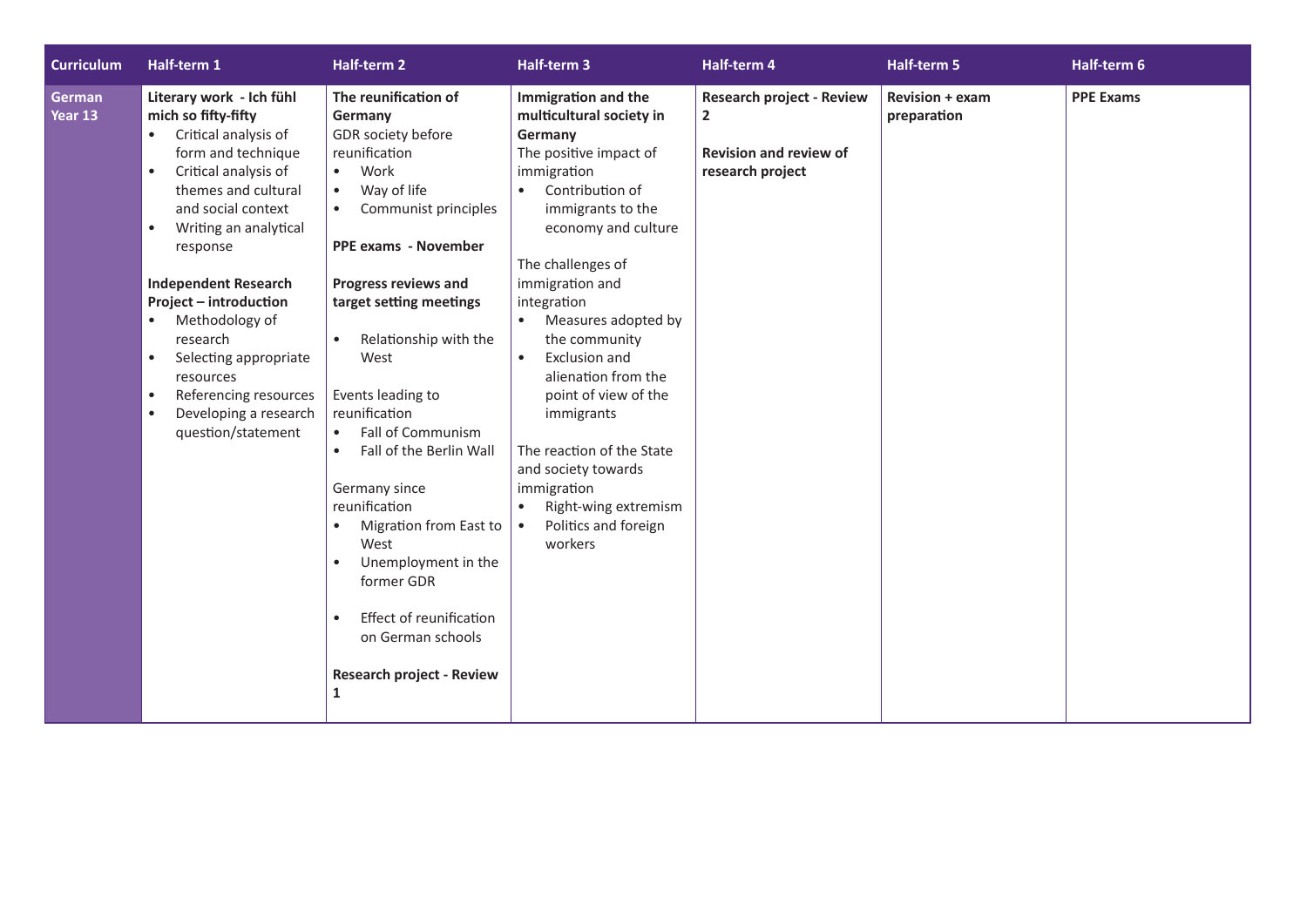| Curriculum | Half-term 1 | Half-term 2 | Half-term 3 | Half-term 4 | Half-term 5 | Half-term 6 |
|---|---|---|---|---|---|---|
| **German Year 13** | **Literary work - Ich fühl mich so fifty-fifty**<br>• Critical analysis of form and technique<br>• Critical analysis of themes and cultural and social context<br>• Writing an analytical response<br><br>**Independent Research Project – introduction**<br>• Methodology of research<br>• Selecting appropriate resources<br>• Referencing resources<br>• Developing a research question/statement | **The reunification of Germany**<br>GDR society before reunification<br>• Work<br>• Way of life<br>• Communist principles<br><br>**PPE exams - November**<br><br>**Progress reviews and target setting meetings**<br><br>• Relationship with the West<br><br>Events leading to reunification<br>• Fall of Communism<br>• Fall of the Berlin Wall<br><br>Germany since reunification<br>• Migration from East to West<br>• Unemployment in the former GDR<br><br>• Effect of reunification on German schools<br><br>**Research project - Review 1** | **Immigration and the multicultural society in Germany**<br>The positive impact of immigration<br>• Contribution of immigrants to the economy and culture<br><br>The challenges of immigration and integration<br>• Measures adopted by the community<br>• Exclusion and alienation from the point of view of the immigrants<br><br>The reaction of the State and society towards immigration<br>• Right-wing extremism<br>• Politics and foreign workers | **Research project - Review 2**<br><br>**Revision and review of research project** | **Revision + exam preparation** | **PPE Exams** |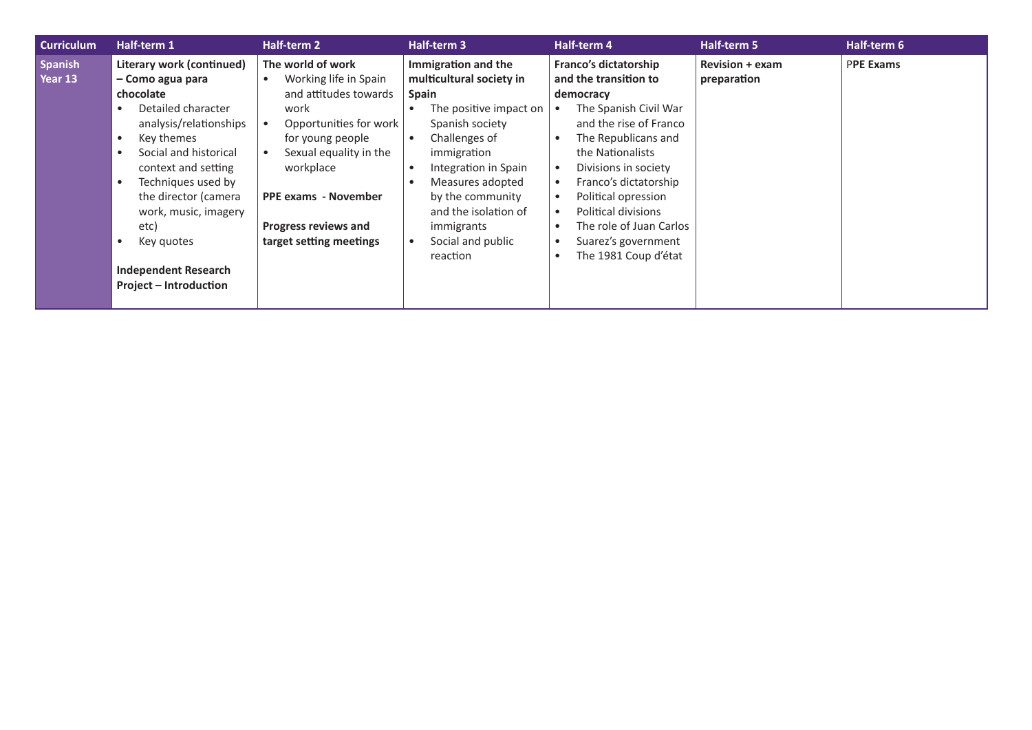| Curriculum | Half-term 1 | Half-term 2 | Half-term 3 | Half-term 4 | Half-term 5 | Half-term 6 |
|---|---|---|---|---|---|---|
| **Spanish Year 13** | **Literary work (continued) – Como agua para chocolate**<br>• Detailed character analysis/relationships<br>• Key themes<br>• Social and historical context and setting<br>• Techniques used by the director (camera work, music, imagery etc)<br>• Key quotes<br><br>**Independent Research Project – Introduction** | **The world of work**<br>• Working life in Spain and attitudes towards work<br>• Opportunities for work for young people<br>• Sexual equality in the workplace<br><br>**PPE exams - November**<br><br>**Progress reviews and target setting meetings** | **Immigration and the multicultural society in Spain**<br>• The positive impact on Spanish society<br>• Challenges of immigration<br>• Integration in Spain<br>• Measures adopted by the community and the isolation of immigrants<br>• Social and public reaction | **Franco's dictatorship and the transition to democracy**<br>• The Spanish Civil War and the rise of Franco<br>• The Republicans and the Nationalists<br>• Divisions in society<br>• Franco's dictatorship<br>• Political opression<br>• Political divisions<br>• The role of Juan Carlos<br>• Suarez's government<br>• The 1981 Coup d'état | **Revision + exam preparation** | **PPE Exams** |